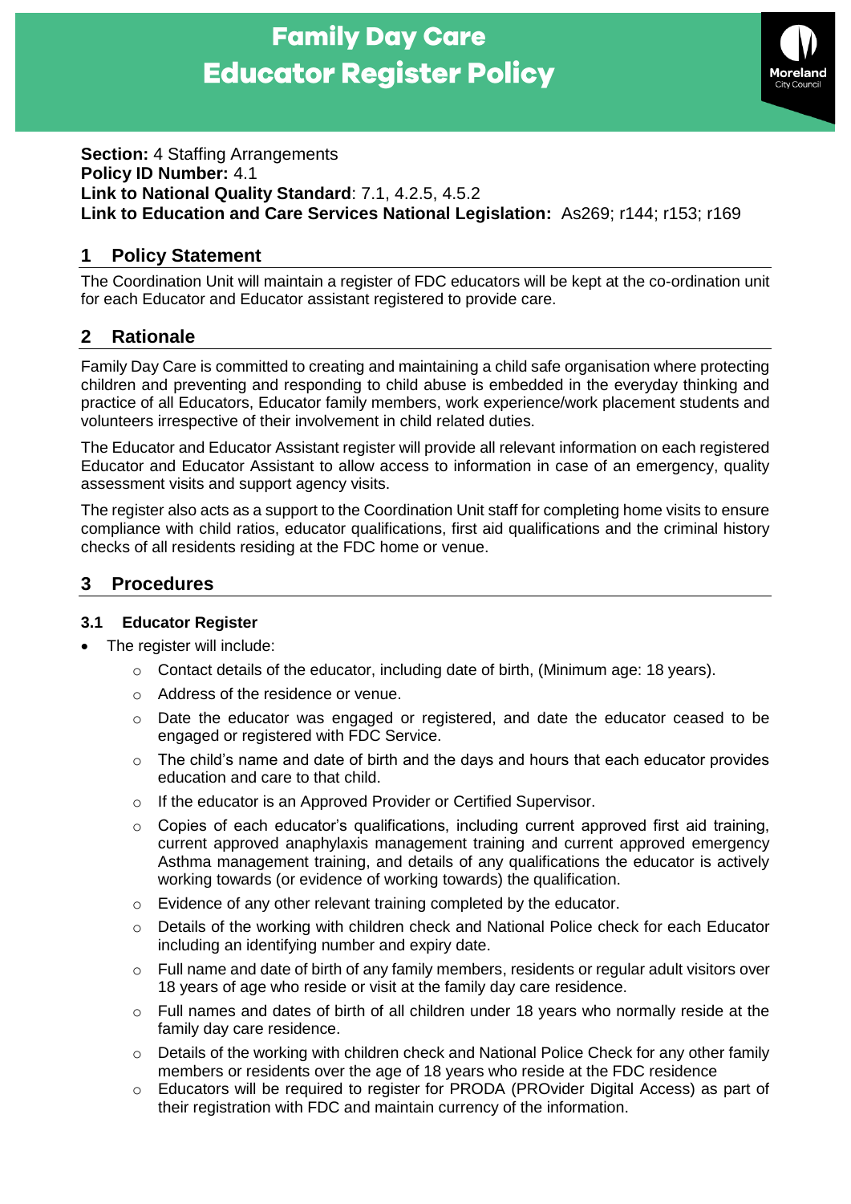# Family Day Care Educator Register Policy

**Section:** 4 Staffing Arrangements
**Policy ID Number:** 4.1
**Link to National Quality Standard**: 7.1, 4.2.5, 4.5.2
**Link to Education and Care Services National Legislation:** As269; r144; r153; r169

## 1 Policy Statement

The Coordination Unit will maintain a register of FDC educators will be kept at the co-ordination unit for each Educator and Educator assistant registered to provide care.

## 2 Rationale

Family Day Care is committed to creating and maintaining a child safe organisation where protecting children and preventing and responding to child abuse is embedded in the everyday thinking and practice of all Educators, Educator family members, work experience/work placement students and volunteers irrespective of their involvement in child related duties.

The Educator and Educator Assistant register will provide all relevant information on each registered Educator and Educator Assistant to allow access to information in case of an emergency, quality assessment visits and support agency visits.

The register also acts as a support to the Coordination Unit staff for completing home visits to ensure compliance with child ratios, educator qualifications, first aid qualifications and the criminal history checks of all residents residing at the FDC home or venue.

## 3 Procedures

### 3.1 Educator Register

- The register will include:
  - Contact details of the educator, including date of birth, (Minimum age: 18 years).
  - Address of the residence or venue.
  - Date the educator was engaged or registered, and date the educator ceased to be engaged or registered with FDC Service.
  - The child's name and date of birth and the days and hours that each educator provides education and care to that child.
  - If the educator is an Approved Provider or Certified Supervisor.
  - Copies of each educator's qualifications, including current approved first aid training, current approved anaphylaxis management training and current approved emergency Asthma management training, and details of any qualifications the educator is actively working towards (or evidence of working towards) the qualification.
  - Evidence of any other relevant training completed by the educator.
  - Details of the working with children check and National Police check for each Educator including an identifying number and expiry date.
  - Full name and date of birth of any family members, residents or regular adult visitors over 18 years of age who reside or visit at the family day care residence.
  - Full names and dates of birth of all children under 18 years who normally reside at the family day care residence.
  - Details of the working with children check and National Police Check for any other family members or residents over the age of 18 years who reside at the FDC residence
  - Educators will be required to register for PRODA (PROvider Digital Access) as part of their registration with FDC and maintain currency of the information.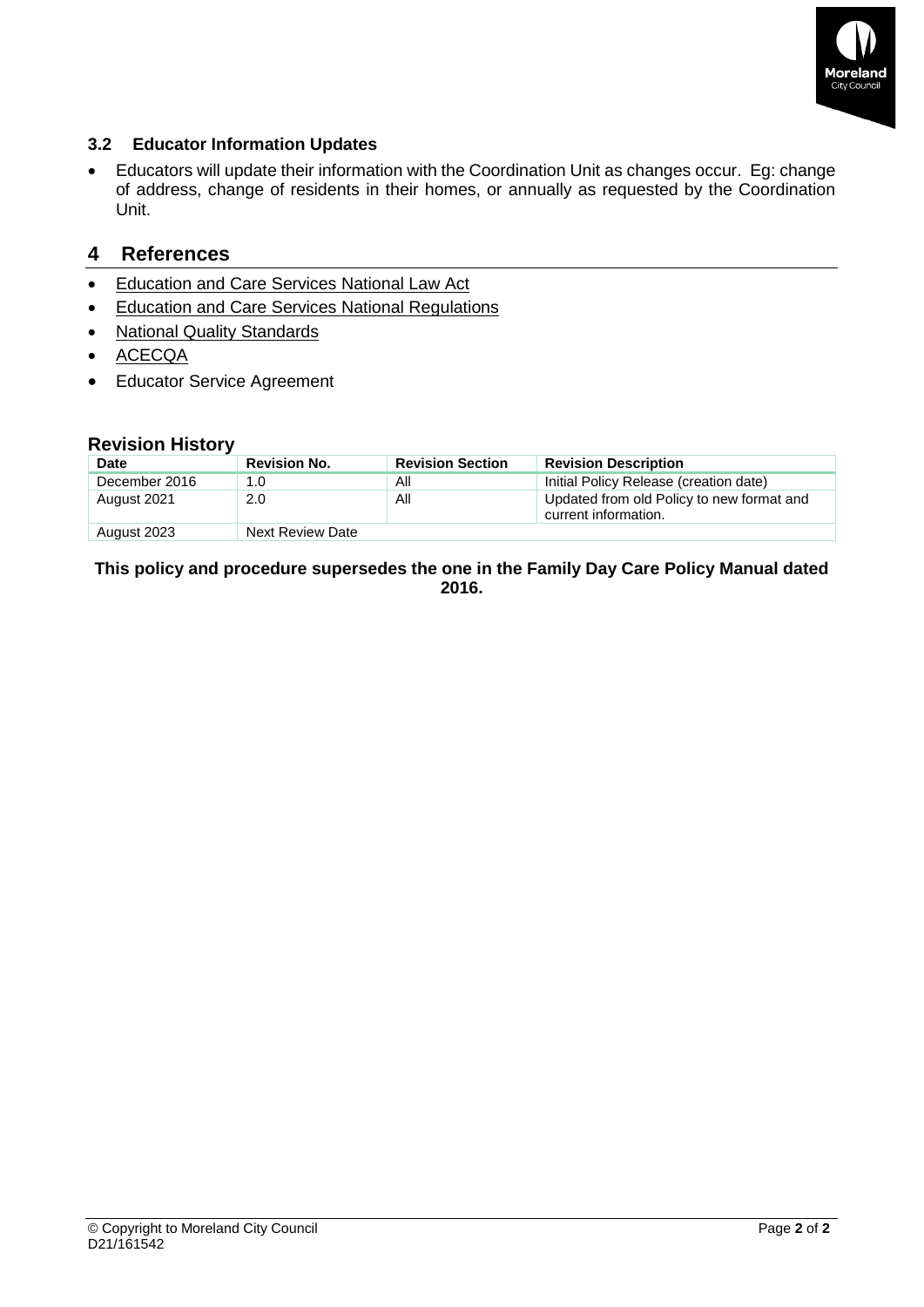### 3.2 Educator Information Updates

- Educators will update their information with the Coordination Unit as changes occur. Eg: change of address, change of residents in their homes, or annually as requested by the Coordination Unit.

## 4 References

- Education and Care Services National Law Act
- Education and Care Services National Regulations
- National Quality Standards
- ACECQA
- Educator Service Agreement

### Revision History

| Date | Revision No. | Revision Section | Revision Description |
| --- | --- | --- | --- |
| December 2016 | 1.0 | All | Initial Policy Release (creation date) |
| August 2021 | 2.0 | All | Updated from old Policy to new format and current information. |
| August 2023 | Next Review Date | | |

**This policy and procedure supersedes the one in the Family Day Care Policy Manual dated 2016.**

© Copyright to Moreland City Council
D21/161542